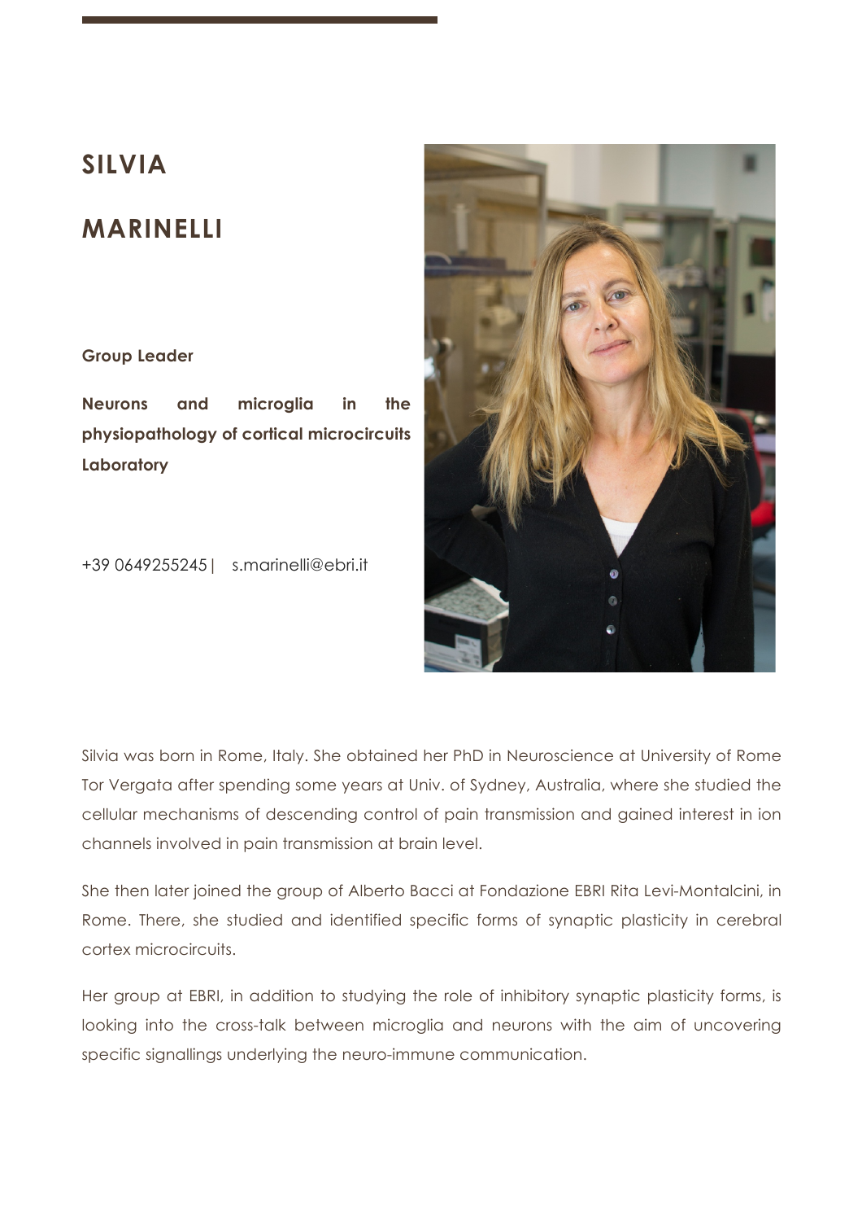# SILVIA MARINELLI

**Group Leader**

**Neurons and microglia in the physiopathology of cortical microcircuits Laboratory**

+39 0649255245 | s.marinelli@ebri.it

Silvia was born in Rome, Italy. She obtained her PhD in Neuroscience at University of Rome Tor Vergata after spending some years at Univ. of Sydney, Australia, where she studied the cellular mechanisms of descending control of pain transmission and gained interest in ion channels involved in pain transmission at brain level.

She then later joined the group of Alberto Bacci at Fondazione EBRI Rita Levi-Montalcini, in Rome. There, she studied and identified specific forms of synaptic plasticity in cerebral cortex microcircuits.

Her group at EBRI, in addition to studying the role of inhibitory synaptic plasticity forms, is looking into the cross-talk between microglia and neurons with the aim of uncovering specific signallings underlying the neuro-immune communication.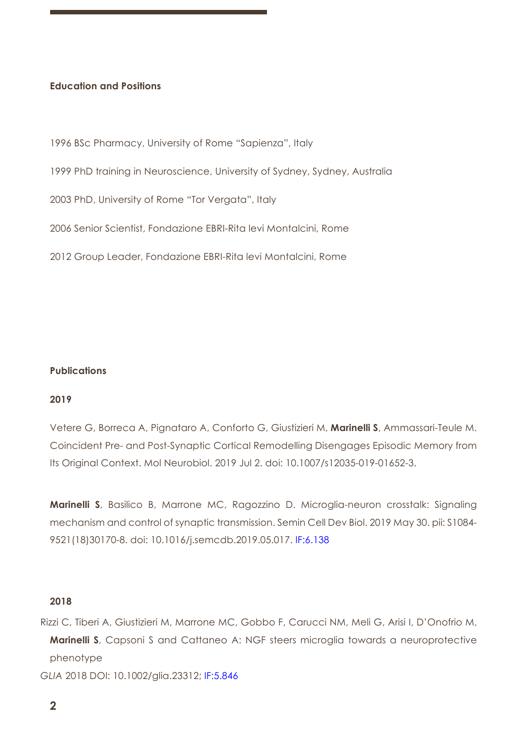### Education and Positions

1996 BSc Pharmacy, University of Rome "Sapienza", Italy

1999 PhD training in Neuroscience, University of Sydney, Sydney, Australia

2003 PhD, University of Rome "Tor Vergata", Italy

2006 Senior Scientist, Fondazione EBRI-Rita levi Montalcini, Rome

2012 Group Leader, Fondazione EBRI-Rita levi Montalcini, Rome

### Publications

**2019**

Vetere G, Borreca A, Pignataro A, Conforto G, Giustizieri M, **Marinelli S**, Ammassari-Teule M. Coincident Pre- and Post-Synaptic Cortical Remodelling Disengages Episodic Memory from Its Original Context. Mol Neurobiol. 2019 Jul 2. doi: 10.1007/s12035-019-01652-3.

**Marinelli S**, Basilico B, Marrone MC, Ragozzino D. Microglia-neuron crosstalk: Signaling mechanism and control of synaptic transmission. Semin Cell Dev Biol. 2019 May 30. pii: S1084-9521(18)30170-8. doi: 10.1016/j.semcdb.2019.05.017. IF:6.138

**2018**

Rizzi C, Tiberi A, Giustizieri M, Marrone MC, Gobbo F, Carucci NM, Meli G, Arisi I, D'Onofrio M, **Marinelli S**, Capsoni S and Cattaneo A: NGF steers microglia towards a neuroprotective phenotype

*GLIA* 2018 DOI: 10.1002/glia.23312; IF:5.846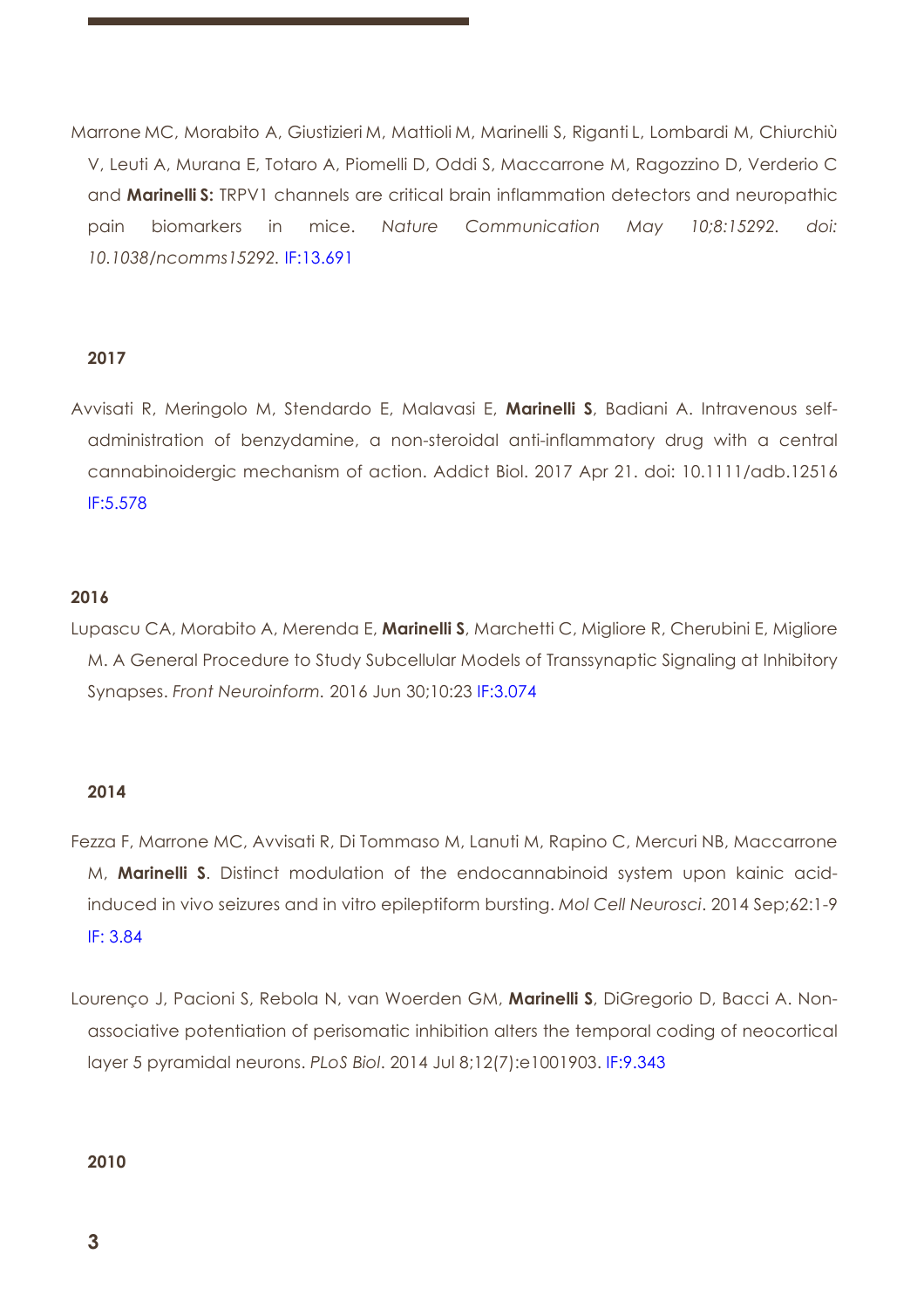Marrone MC, Morabito A, Giustizieri M, Mattioli M, Marinelli S, Riganti L, Lombardi M, Chiurchiù V, Leuti A, Murana E, Totaro A, Piomelli D, Oddi S, Maccarrone M, Ragozzino D, Verderio C and **Marinelli S:** TRPV1 channels are critical brain inflammation detectors and neuropathic pain biomarkers in mice. *Nature Communication May 10;8:15292. doi: 10.1038/ncomms15292.* IF:13.691

**2017**

Avvisati R, Meringolo M, Stendardo E, Malavasi E, **Marinelli S**, Badiani A. Intravenous self-administration of benzydamine, a non-steroidal anti-inflammatory drug with a central cannabinoidergic mechanism of action. Addict Biol. 2017 Apr 21. doi: 10.1111/adb.12516 IF:5.578

**2016**

Lupascu CA, Morabito A, Merenda E, **Marinelli S**, Marchetti C, Migliore R, Cherubini E, Migliore M. A General Procedure to Study Subcellular Models of Transsynaptic Signaling at Inhibitory Synapses. *Front Neuroinform.* 2016 Jun 30;10:23 IF:3.074

**2014**

Fezza F, Marrone MC, Avvisati R, Di Tommaso M, Lanuti M, Rapino C, Mercuri NB, Maccarrone M, **Marinelli S**. Distinct modulation of the endocannabinoid system upon kainic acid-induced in vivo seizures and in vitro epileptiform bursting. *Mol Cell Neurosci*. 2014 Sep;62:1-9 IF: 3.84

Lourenço J, Pacioni S, Rebola N, van Woerden GM, **Marinelli S**, DiGregorio D, Bacci A. Non-associative potentiation of perisomatic inhibition alters the temporal coding of neocortical layer 5 pyramidal neurons. *PLoS Biol*. 2014 Jul 8;12(7):e1001903. IF:9.343

**2010**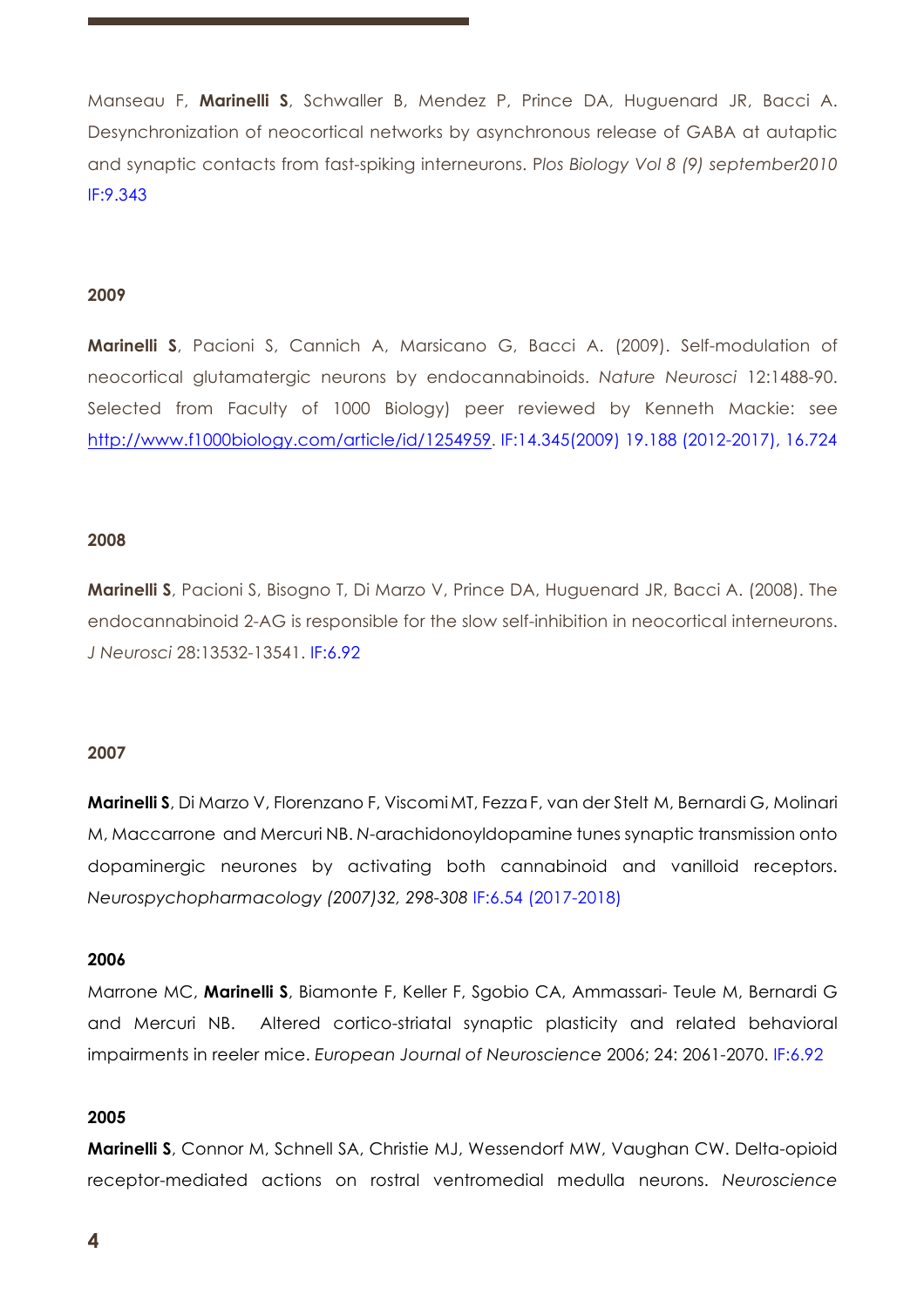Manseau F, **Marinelli S**, Schwaller B, Mendez P, Prince DA, Huguenard JR, Bacci A. Desynchronization of neocortical networks by asynchronous release of GABA at autaptic and synaptic contacts from fast-spiking interneurons. *Plos Biology Vol 8 (9) september2010* IF:9.343

**2009**

**Marinelli S**, Pacioni S, Cannich A, Marsicano G, Bacci A. (2009). Self-modulation of neocortical glutamatergic neurons by endocannabinoids. *Nature Neurosci* 12:1488-90. Selected from Faculty of 1000 Biology) peer reviewed by Kenneth Mackie: see http://www.f1000biology.com/article/id/1254959. IF:14.345(2009) 19.188 (2012-2017), 16.724

**2008**

**Marinelli S**, Pacioni S, Bisogno T, Di Marzo V, Prince DA, Huguenard JR, Bacci A. (2008). The endocannabinoid 2-AG is responsible for the slow self-inhibition in neocortical interneurons. *J Neurosci* 28:13532-13541. IF:6.92

**2007**

**Marinelli S**, Di Marzo V, Florenzano F, Viscomi MT, Fezza F, van der Stelt M, Bernardi G, Molinari M, Maccarrone and Mercuri NB. *N*-arachidonoyldopamine tunes synaptic transmission onto dopaminergic neurones by activating both cannabinoid and vanilloid receptors. *Neurospychopharmacology (2007)32, 298-308* IF:6.54 (2017-2018)

**2006**

Marrone MC, **Marinelli S**, Biamonte F, Keller F, Sgobio CA, Ammassari- Teule M, Bernardi G and Mercuri NB. Altered cortico-striatal synaptic plasticity and related behavioral impairments in reeler mice. *European Journal of Neuroscience* 2006; 24: 2061-2070. IF:6.92

**2005**

**Marinelli S**, Connor M, Schnell SA, Christie MJ, Wessendorf MW, Vaughan CW. Delta-opioid receptor-mediated actions on rostral ventromedial medulla neurons. *Neuroscience*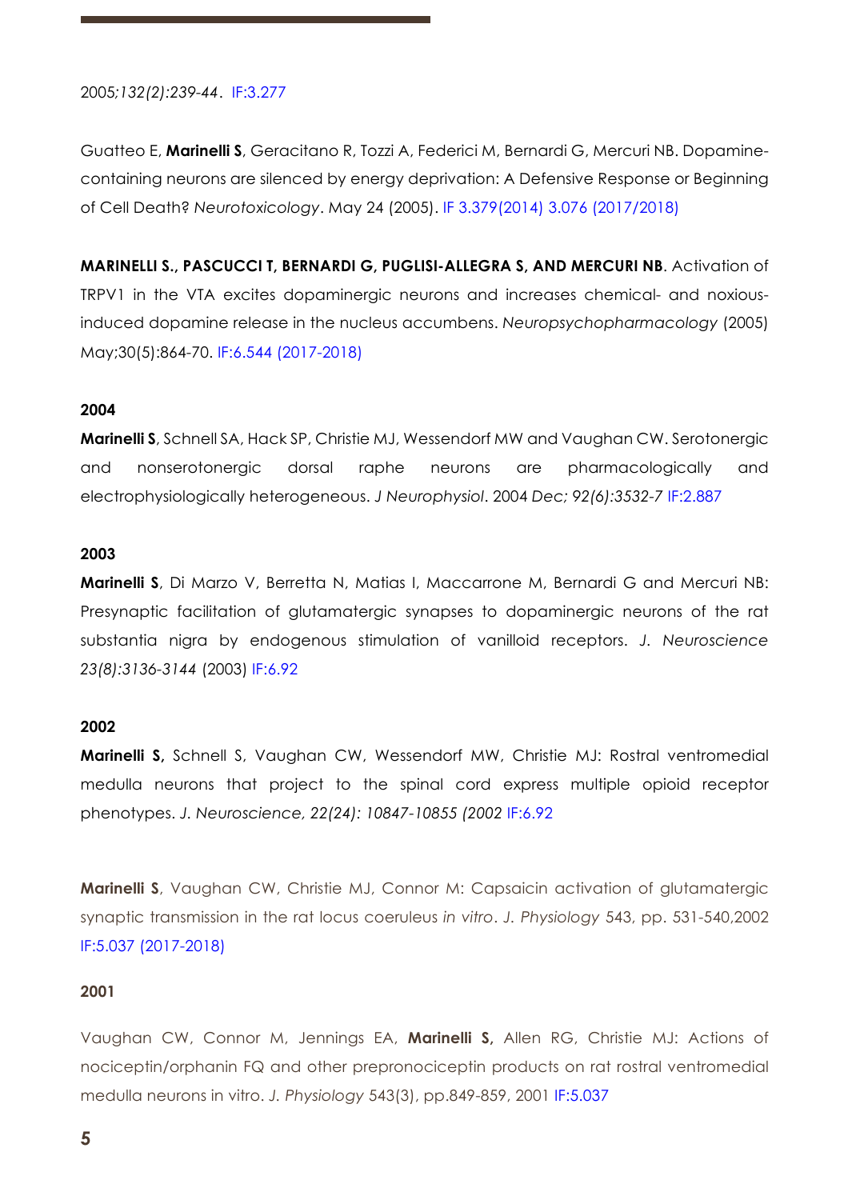2005;*132(2):239-44*. IF:3.277

Guatteo E, **Marinelli S**, Geracitano R, Tozzi A, Federici M, Bernardi G, Mercuri NB. Dopamine-containing neurons are silenced by energy deprivation: A Defensive Response or Beginning of Cell Death? *Neurotoxicology*. May 24 (2005). IF 3.379(2014) 3.076 (2017/2018)

**MARINELLI S., PASCUCCI T, BERNARDI G, PUGLISI-ALLEGRA S, AND MERCURI NB**. Activation of TRPV1 in the VTA excites dopaminergic neurons and increases chemical- and noxious-induced dopamine release in the nucleus accumbens. *Neuropsychopharmacology* (2005) May;30(5):864-70. IF:6.544 (2017-2018)

**2004**

**Marinelli S**, Schnell SA, Hack SP, Christie MJ, Wessendorf MW and Vaughan CW. Serotonergic and nonserotonergic dorsal raphe neurons are pharmacologically and electrophysiologically heterogeneous. *J Neurophysiol*. 2004 *Dec; 92(6):3532-7* IF:2.887

**2003**

**Marinelli S**, Di Marzo V, Berretta N, Matias I, Maccarrone M, Bernardi G and Mercuri NB: Presynaptic facilitation of glutamatergic synapses to dopaminergic neurons of the rat substantia nigra by endogenous stimulation of vanilloid receptors. *J. Neuroscience 23(8):3136-3144* (2003) IF:6.92

**2002**

**Marinelli S,** Schnell S, Vaughan CW, Wessendorf MW, Christie MJ: Rostral ventromedial medulla neurons that project to the spinal cord express multiple opioid receptor phenotypes. *J. Neuroscience, 22(24): 10847-10855 (2002* IF:6.92

**Marinelli S**, Vaughan CW, Christie MJ, Connor M: Capsaicin activation of glutamatergic synaptic transmission in the rat locus coeruleus *in vitro*. *J. Physiology* 543, pp. 531-540,2002 IF:5.037 (2017-2018)

**2001**

Vaughan CW, Connor M, Jennings EA, **Marinelli S,** Allen RG, Christie MJ: Actions of nociceptin/orphanin FQ and other prepronociceptin products on rat rostral ventromedial medulla neurons in vitro. *J. Physiology* 543(3), pp.849-859, 2001 IF:5.037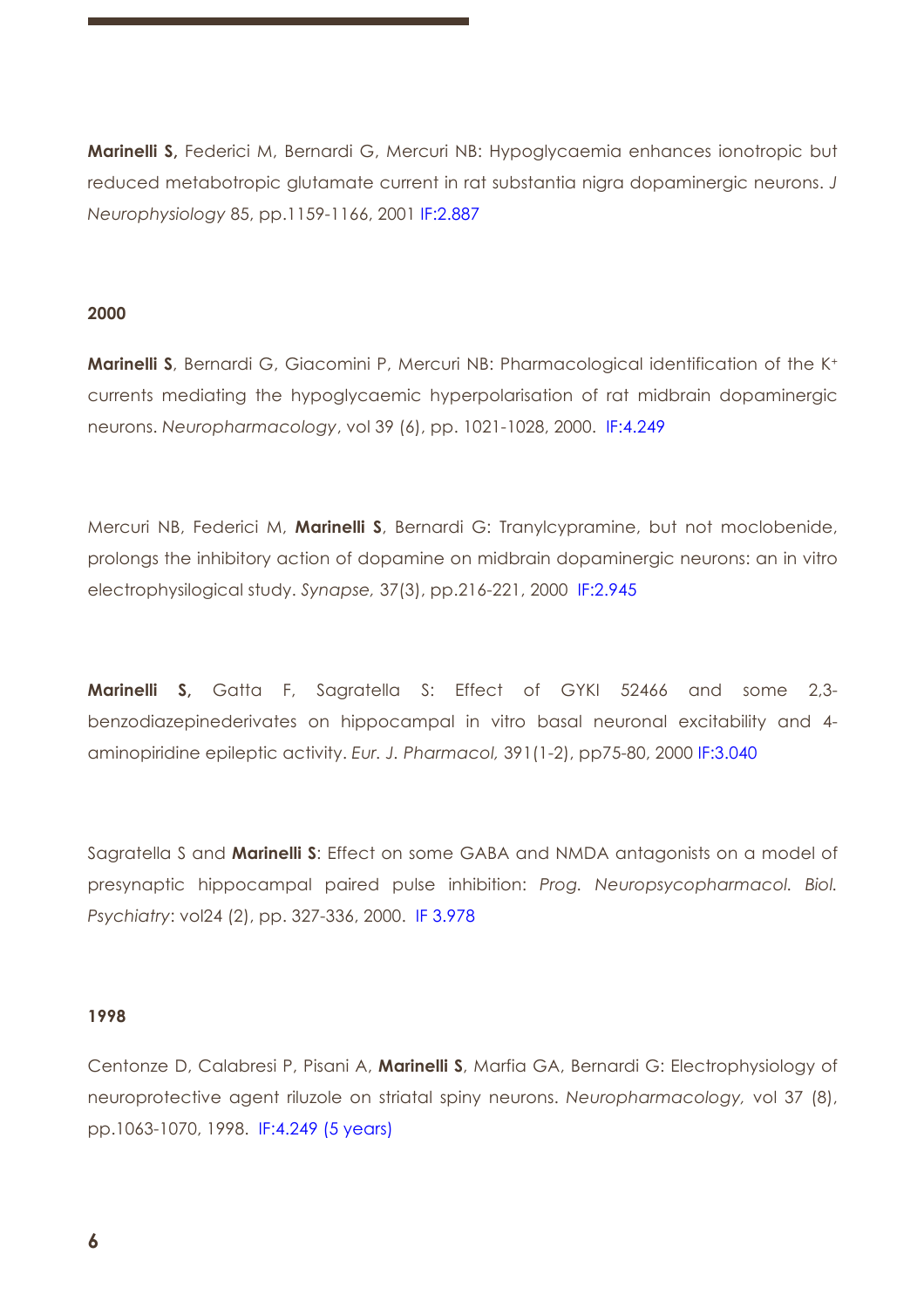**Marinelli S,** Federici M, Bernardi G, Mercuri NB: Hypoglycaemia enhances ionotropic but reduced metabotropic glutamate current in rat substantia nigra dopaminergic neurons. *J Neurophysiology* 85, pp.1159-1166, 2001 IF:2.887

**2000**

**Marinelli S**, Bernardi G, Giacomini P, Mercuri NB: Pharmacological identification of the $K^+$ currents mediating the hypoglycaemic hyperpolarisation of rat midbrain dopaminergic neurons. *Neuropharmacology*, vol 39 (6), pp. 1021-1028, 2000. IF:4.249

Mercuri NB, Federici M, **Marinelli S**, Bernardi G: Tranylcypramine, but not moclobenide, prolongs the inhibitory action of dopamine on midbrain dopaminergic neurons: an in vitro electrophysilogical study. *Synapse,* 37(3), pp.216-221, 2000 IF:2.945

**Marinelli S,** Gatta F, Sagratella S: Effect of GYKI 52466 and some 2,3-benzodiazepinederivates on hippocampal in vitro basal neuronal excitability and 4-aminopiridine epileptic activity. *Eur. J. Pharmacol,* 391(1-2), pp75-80, 2000 IF:3.040

Sagratella S and **Marinelli S**: Effect on some GABA and NMDA antagonists on a model of presynaptic hippocampal paired pulse inhibition: *Prog. Neuropsycopharmacol. Biol. Psychiatry*: vol24 (2), pp. 327-336, 2000. IF 3.978

**1998**

Centonze D, Calabresi P, Pisani A, **Marinelli S**, Marfia GA, Bernardi G: Electrophysiology of neuroprotective agent riluzole on striatal spiny neurons. *Neuropharmacology,* vol 37 (8), pp.1063-1070, 1998. IF:4.249 (5 years)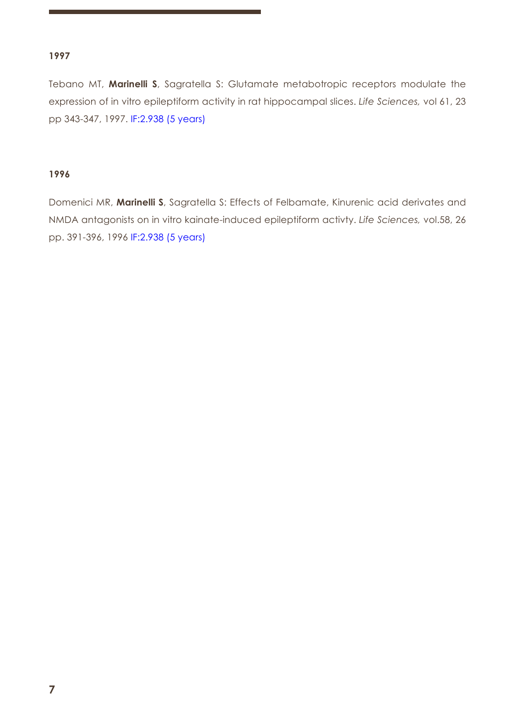**1997**

Tebano MT, **Marinelli S**, Sagratella S: Glutamate metabotropic receptors modulate the expression of in vitro epileptiform activity in rat hippocampal slices. *Life Sciences,* vol 61, 23 pp 343-347, 1997. IF:2.938 (5 years)

**1996**

Domenici MR, **Marinelli S**, Sagratella S: Effects of Felbamate, Kinurenic acid derivates and NMDA antagonists on in vitro kainate-induced epileptiform activty. *Life Sciences,* vol.58, 26 pp. 391-396, 1996 IF:2.938 (5 years)